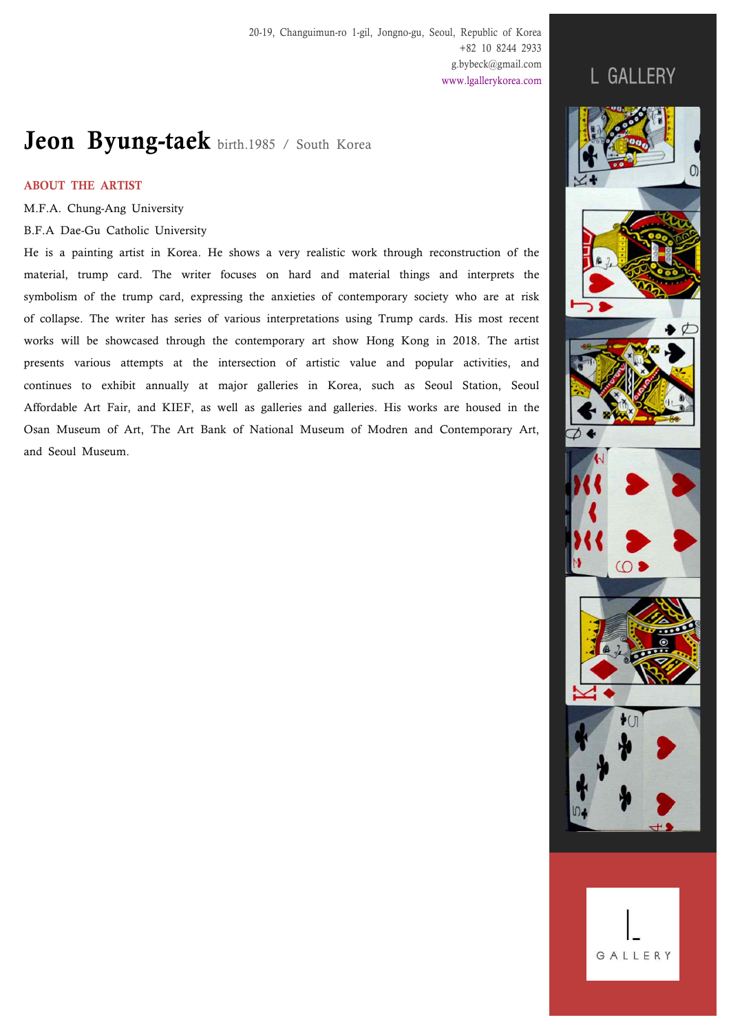20-19, Changuimun-ro 1-gil, Jongno-gu, Seoul, Republic of Korea
+82 10 8244 2933
g.bybeck@gmail.com
www.lgallerykorea.com

L GALLERY

# Jeon Byung-taek birth.1985 / South Korea

## ABOUT THE ARTIST

M.F.A. Chung-Ang University

B.F.A Dae-Gu Catholic University

He is a painting artist in Korea. He shows a very realistic work through reconstruction of the material, trump card. The writer focuses on hard and material things and interprets the symbolism of the trump card, expressing the anxieties of contemporary society who are at risk of collapse. The writer has series of various interpretations using Trump cards. His most recent works will be showcased through the contemporary art show Hong Kong in 2018. The artist presents various attempts at the intersection of artistic value and popular activities, and continues to exhibit annually at major galleries in Korea, such as Seoul Station, Seoul Affordable Art Fair, and KIEF, as well as galleries and galleries. His works are housed in the Osan Museum of Art, The Art Bank of National Museum of Modren and Contemporary Art, and Seoul Museum.

L GALLERY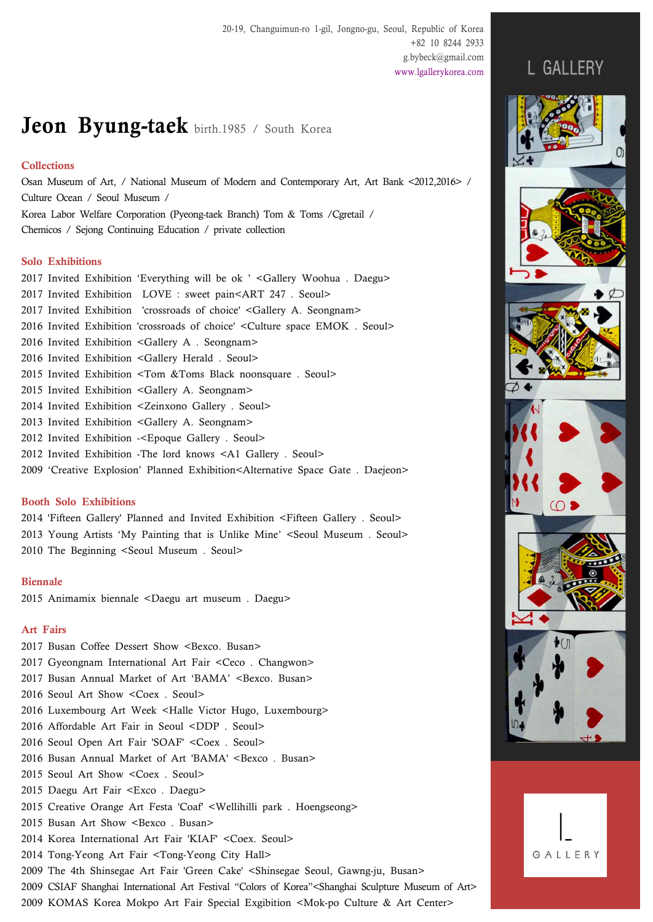20-19, Changuimun-ro 1-gil, Jongno-gu, Seoul, Republic of Korea
+82 10 8244 2933
g.bybeck@gmail.com
www.lgallerykorea.com

L GALLERY

# Jeon Byung-taek birth.1985 / South Korea

## Collections

Osan Museum of Art, / National Museum of Modern and Contemporary Art, Art Bank <2012,2016> / Culture Ocean / Seoul Museum /
Korea Labor Welfare Corporation (Pyeong-taek Branch) Tom & Toms /Cgretail /
Chemicos / Sejong Continuing Education / private collection

## Solo Exhibitions

2017 Invited Exhibition 'Everything will be ok ' <Gallery Woohua . Daegu>
2017 Invited Exhibition LOVE : sweet pain<ART 247 . Seoul>
2017 Invited Exhibition 'crossroads of choice' <Gallery A. Seongnam>
2016 Invited Exhibition 'crossroads of choice' <Culture space EMOK . Seoul>
2016 Invited Exhibition <Gallery A . Seongnam>
2016 Invited Exhibition <Gallery Herald . Seoul>
2015 Invited Exhibition <Tom &Toms Black noonsquare . Seoul>
2015 Invited Exhibition <Gallery A. Seongnam>
2014 Invited Exhibition <Zeinxono Gallery . Seoul>
2013 Invited Exhibition <Gallery A. Seongnam>
2012 Invited Exhibition -<Epoque Gallery . Seoul>
2012 Invited Exhibition -The lord knows <A1 Gallery . Seoul>
2009 'Creative Explosion' Planned Exhibition<Alternative Space Gate . Daejeon>

## Booth Solo Exhibitions

2014 'Fifteen Gallery' Planned and Invited Exhibition <Fifteen Gallery . Seoul>
2013 Young Artists 'My Painting that is Unlike Mine' <Seoul Museum . Seoul>
2010 The Beginning <Seoul Museum . Seoul>

## Biennale

2015 Animamix biennale <Daegu art museum . Daegu>

## Art Fairs

2017 Busan Coffee Dessert Show <Bexco. Busan>
2017 Gyeongnam International Art Fair <Ceco . Changwon>
2017 Busan Annual Market of Art 'BAMA' <Bexco. Busan>
2016 Seoul Art Show <Coex . Seoul>
2016 Luxembourg Art Week <Halle Victor Hugo, Luxembourg>
2016 Affordable Art Fair in Seoul <DDP . Seoul>
2016 Seoul Open Art Fair 'SOAF' <Coex . Seoul>
2016 Busan Annual Market of Art 'BAMA' <Bexco . Busan>
2015 Seoul Art Show <Coex . Seoul>
2015 Daegu Art Fair <Exco . Daegu>
2015 Creative Orange Art Festa 'Coaf' <Wellihilli park . Hoengseong>
2015 Busan Art Show <Bexco . Busan>
2014 Korea International Art Fair 'KIAF' <Coex. Seoul>
2014 Tong-Yeong Art Fair <Tong-Yeong City Hall>
2009 The 4th Shinsegae Art Fair 'Green Cake' <Shinsegae Seoul, Gawng-ju, Busan>
2009 CSIAF Shanghai International Art Festival "Colors of Korea"<Shanghai Sculpture Museum of Art>
2009 KOMAS Korea Mokpo Art Fair Special Exgibition <Mok-po Culture & Art Center>

L GALLERY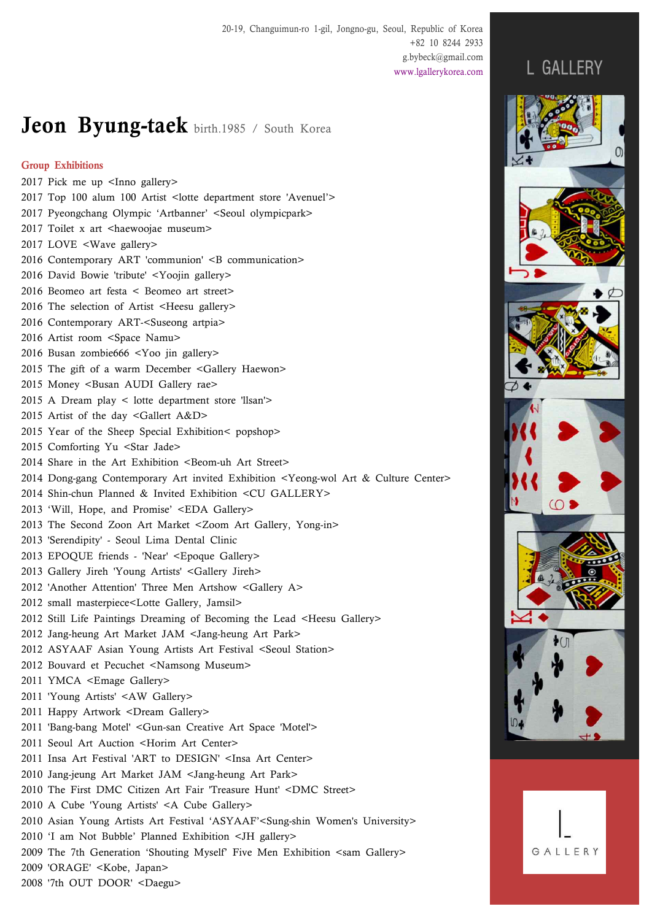20-19, Changuimun-ro 1-gil, Jongno-gu, Seoul, Republic of Korea
+82 10 8244 2933
g.bybeck@gmail.com
www.lgallerykorea.com

L GALLERY

# Jeon Byung-taek birth.1985 / South Korea

## Group Exhibitions

2017 Pick me up <Inno gallery>
2017 Top 100 alum 100 Artist <lotte department store 'Avenuel'>
2017 Pyeongchang Olympic 'Artbanner' <Seoul olympicpark>
2017 Toilet x art <haewoojae museum>
2017 LOVE <Wave gallery>
2016 Contemporary ART 'communion' <B communication>
2016 David Bowie 'tribute' <Yoojin gallery>
2016 Beomeo art festa < Beomeo art street>
2016 The selection of Artist <Heesu gallery>
2016 Contemporary ART-<Suseong artpia>
2016 Artist room <Space Namu>
2016 Busan zombie666 <Yoo jin gallery>
2015 The gift of a warm December <Gallery Haewon>
2015 Money <Busan AUDI Gallery rae>
2015 A Dream play < lotte department store 'llsan'>
2015 Artist of the day <Gallert A&D>
2015 Year of the Sheep Special Exhibition< popshop>
2015 Comforting Yu <Star Jade>
2014 Share in the Art Exhibition <Beom-uh Art Street>
2014 Dong-gang Contemporary Art invited Exhibition <Yeong-wol Art & Culture Center>
2014 Shin-chun Planned & Invited Exhibition <CU GALLERY>
2013 'Will, Hope, and Promise' <EDA Gallery>
2013 The Second Zoon Art Market <Zoom Art Gallery, Yong-in>
2013 'Serendipity' - Seoul Lima Dental Clinic
2013 EPOQUE friends - 'Near' <Epoque Gallery>
2013 Gallery Jireh 'Young Artists' <Gallery Jireh>
2012 'Another Attention' Three Men Artshow <Gallery A>
2012 small masterpiece<Lotte Gallery, Jamsil>
2012 Still Life Paintings Dreaming of Becoming the Lead <Heesu Gallery>
2012 Jang-heung Art Market JAM <Jang-heung Art Park>
2012 ASYAAF Asian Young Artists Art Festival <Seoul Station>
2012 Bouvard et Pecuchet <Namsong Museum>
2011 YMCA <Emage Gallery>
2011 'Young Artists' <AW Gallery>
2011 Happy Artwork <Dream Gallery>
2011 'Bang-bang Motel' <Gun-san Creative Art Space 'Motel'>
2011 Seoul Art Auction <Horim Art Center>
2011 Insa Art Festival 'ART to DESIGN' <Insa Art Center>
2010 Jang-jeung Art Market JAM <Jang-heung Art Park>
2010 The First DMC Citizen Art Fair 'Treasure Hunt' <DMC Street>
2010 A Cube 'Young Artists' <A Cube Gallery>
2010 Asian Young Artists Art Festival 'ASYAAF'<Sung-shin Women's University>
2010 'I am Not Bubble' Planned Exhibition <JH gallery>
2009 The 7th Generation 'Shouting Myself' Five Men Exhibition <sam Gallery>
2009 'ORAGE' <Kobe, Japan>
2008 '7th OUT DOOR' <Daegu>

L GALLERY